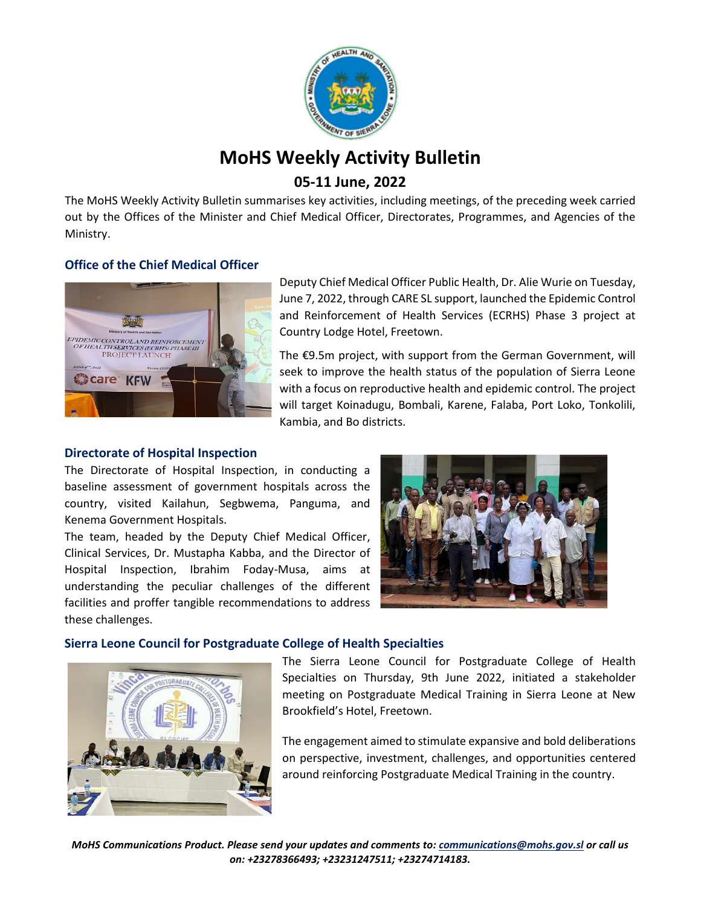# MoHS Weekly Activity Bulletin

## 05-11 June, 2022

The MoHS Weekly Activity Bulletin summarises key activities, including meetings, of the preceding week carried out by the Offices of the Minister and Chief Medical Officer, Directorates, Programmes, and Agencies of the Ministry.

### Office of the Chief Medical Officer

Deputy Chief Medical Officer Public Health, Dr. Alie Wurie on Tuesday, June 7, 2022, through CARE SL support, launched the Epidemic Control and Reinforcement of Health Services (ECRHS) Phase 3 project at Country Lodge Hotel, Freetown.

The €9.5m project, with support from the German Government, will seek to improve the health status of the population of Sierra Leone with a focus on reproductive health and epidemic control. The project will target Koinadugu, Bombali, Karene, Falaba, Port Loko, Tonkolili, Kambia, and Bo districts.

### Directorate of Hospital Inspection

The Directorate of Hospital Inspection, in conducting a baseline assessment of government hospitals across the country, visited Kailahun, Segbwema, Panguma, and Kenema Government Hospitals.

The team, headed by the Deputy Chief Medical Officer, Clinical Services, Dr. Mustapha Kabba, and the Director of Hospital Inspection, Ibrahim Foday-Musa, aims at understanding the peculiar challenges of the different facilities and proffer tangible recommendations to address these challenges.

### Sierra Leone Council for Postgraduate College of Health Specialties

The Sierra Leone Council for Postgraduate College of Health Specialties on Thursday, 9th June 2022, initiated a stakeholder meeting on Postgraduate Medical Training in Sierra Leone at New Brookfield's Hotel, Freetown.

The engagement aimed to stimulate expansive and bold deliberations on perspective, investment, challenges, and opportunities centered around reinforcing Postgraduate Medical Training in the country.

***MoHS Communications Product. Please send your updates and comments to: communications@mohs.gov.sl or call us on: +23278366493; +23231247511; +23274714183.***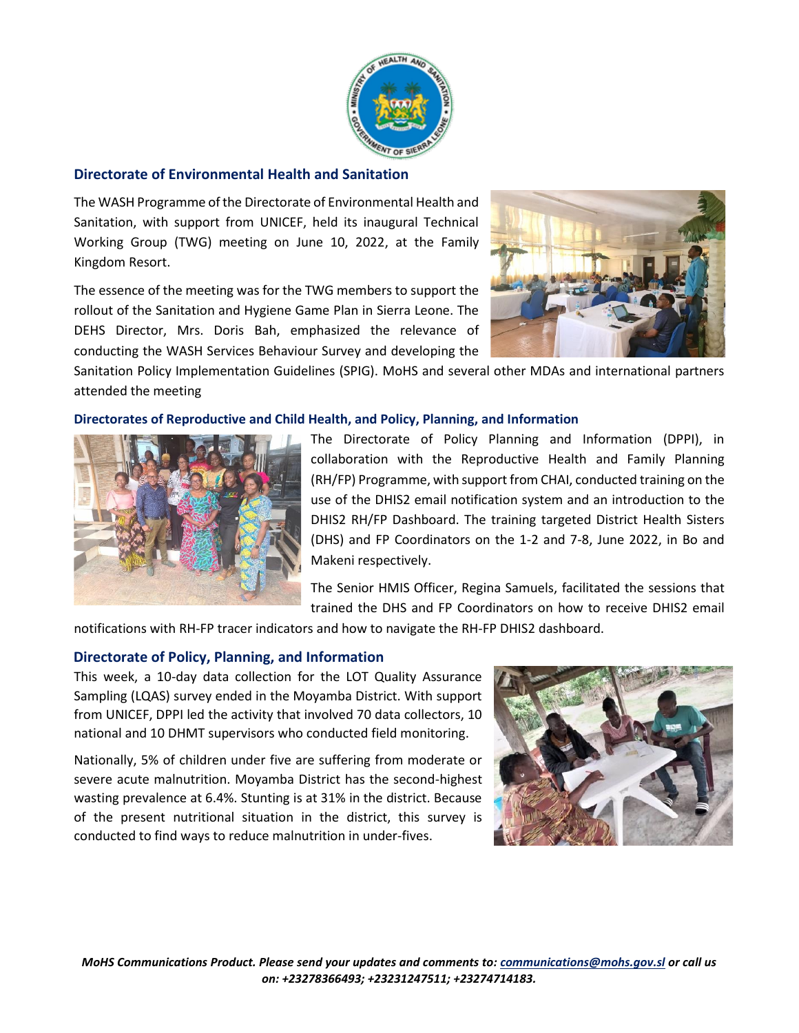## Directorate of Environmental Health and Sanitation

The WASH Programme of the Directorate of Environmental Health and Sanitation, with support from UNICEF, held its inaugural Technical Working Group (TWG) meeting on June 10, 2022, at the Family Kingdom Resort.

The essence of the meeting was for the TWG members to support the rollout of the Sanitation and Hygiene Game Plan in Sierra Leone. The DEHS Director, Mrs. Doris Bah, emphasized the relevance of conducting the WASH Services Behaviour Survey and developing the Sanitation Policy Implementation Guidelines (SPIG). MoHS and several other MDAs and international partners attended the meeting

### Directorates of Reproductive and Child Health, and Policy, Planning, and Information

The Directorate of Policy Planning and Information (DPPI), in collaboration with the Reproductive Health and Family Planning (RH/FP) Programme, with support from CHAI, conducted training on the use of the DHIS2 email notification system and an introduction to the DHIS2 RH/FP Dashboard. The training targeted District Health Sisters (DHS) and FP Coordinators on the 1-2 and 7-8, June 2022, in Bo and Makeni respectively.

The Senior HMIS Officer, Regina Samuels, facilitated the sessions that trained the DHS and FP Coordinators on how to receive DHIS2 email notifications with RH-FP tracer indicators and how to navigate the RH-FP DHIS2 dashboard.

## Directorate of Policy, Planning, and Information

This week, a 10-day data collection for the LOT Quality Assurance Sampling (LQAS) survey ended in the Moyamba District. With support from UNICEF, DPPI led the activity that involved 70 data collectors, 10 national and 10 DHMT supervisors who conducted field monitoring.

Nationally, 5% of children under five are suffering from moderate or severe acute malnutrition. Moyamba District has the second-highest wasting prevalence at 6.4%. Stunting is at 31% in the district. Because of the present nutritional situation in the district, this survey is conducted to find ways to reduce malnutrition in under-fives.

*MoHS Communications Product. Please send your updates and comments to: communications@mohs.gov.sl or call us on: +23278366493; +23231247511; +23274714183.*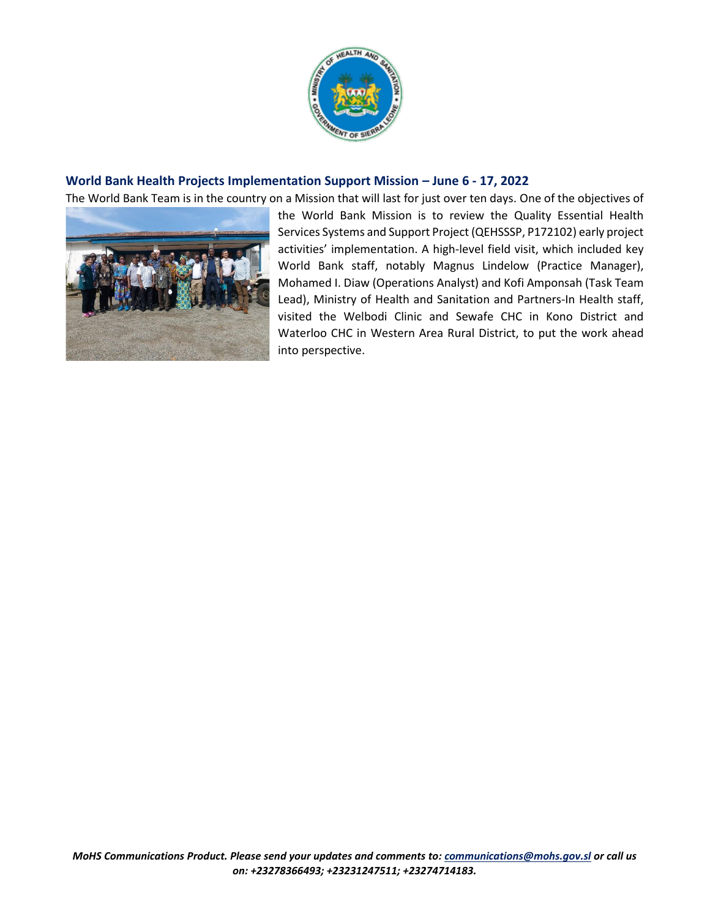## World Bank Health Projects Implementation Support Mission – June 6 - 17, 2022

The World Bank Team is in the country on a Mission that will last for just over ten days. One of the objectives of the World Bank Mission is to review the Quality Essential Health Services Systems and Support Project (QEHSSSP, P172102) early project activities' implementation. A high-level field visit, which included key World Bank staff, notably Magnus Lindelow (Practice Manager), Mohamed I. Diaw (Operations Analyst) and Kofi Amponsah (Task Team Lead), Ministry of Health and Sanitation and Partners-In Health staff, visited the Welbodi Clinic and Sewafe CHC in Kono District and Waterloo CHC in Western Area Rural District, to put the work ahead into perspective.

*MoHS Communications Product. Please send your updates and comments to: communications@mohs.gov.sl or call us on: +23278366493; +23231247511; +23274714183.*